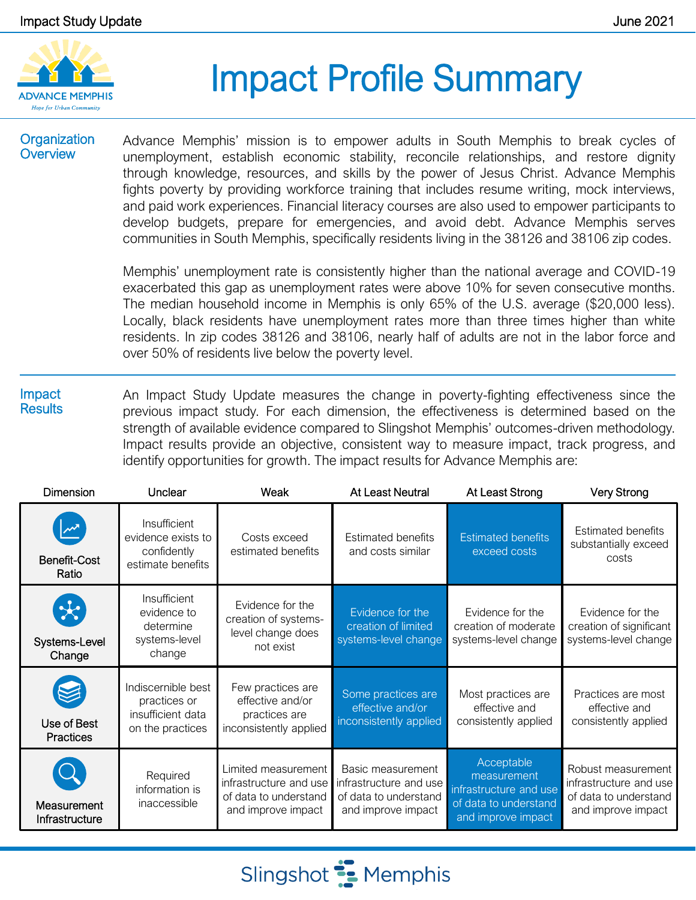# Impact Profile Summary

## Organization Overview

Advance Memphis' mission is to empower adults in South Memphis to break cycles of unemployment, establish economic stability, reconcile relationships, and restore dignity through knowledge, resources, and skills by the power of Jesus Christ. Advance Memphis fights poverty by providing workforce training that includes resume writing, mock interviews, and paid work experiences. Financial literacy courses are also used to empower participants to develop budgets, prepare for emergencies, and avoid debt. Advance Memphis serves communities in South Memphis, specifically residents living in the 38126 and 38106 zip codes.

Memphis' unemployment rate is consistently higher than the national average and COVID-19 exacerbated this gap as unemployment rates were above 10% for seven consecutive months. The median household income in Memphis is only 65% of the U.S. average ($20,000 less). Locally, black residents have unemployment rates more than three times higher than white residents. In zip codes 38126 and 38106, nearly half of adults are not in the labor force and over 50% of residents live below the poverty level.

## Impact Results

An Impact Study Update measures the change in poverty-fighting effectiveness since the previous impact study. For each dimension, the effectiveness is determined based on the strength of available evidence compared to Slingshot Memphis' outcomes-driven methodology. Impact results provide an objective, consistent way to measure impact, track progress, and identify opportunities for growth. The impact results for Advance Memphis are:

| Dimension | Unclear | Weak | At Least Neutral | At Least Strong | Very Strong |
|---|---|---|---|---|---|
| Benefit-Cost Ratio | Insufficient evidence exists to confidently estimate benefits | Costs exceed estimated benefits | Estimated benefits and costs similar | **Estimated benefits exceed costs** | Estimated benefits substantially exceed costs |
| Systems-Level Change | Insufficient evidence to determine systems-level change | Evidence for the creation of systems-level change does not exist | **Evidence for the creation of limited systems-level change** | Evidence for the creation of moderate systems-level change | Evidence for the creation of significant systems-level change |
| Use of Best Practices | Indiscernible best practices or insufficient data on the practices | Few practices are effective and/or practices are inconsistently applied | **Some practices are effective and/or inconsistently applied** | Most practices are effective and consistently applied | Practices are most effective and consistently applied |
| Measurement Infrastructure | Required information is inaccessible | Limited measurement infrastructure and use of data to understand and improve impact | Basic measurement infrastructure and use of data to understand and improve impact | **Acceptable measurement infrastructure and use of data to understand and improve impact** | Robust measurement infrastructure and use of data to understand and improve impact |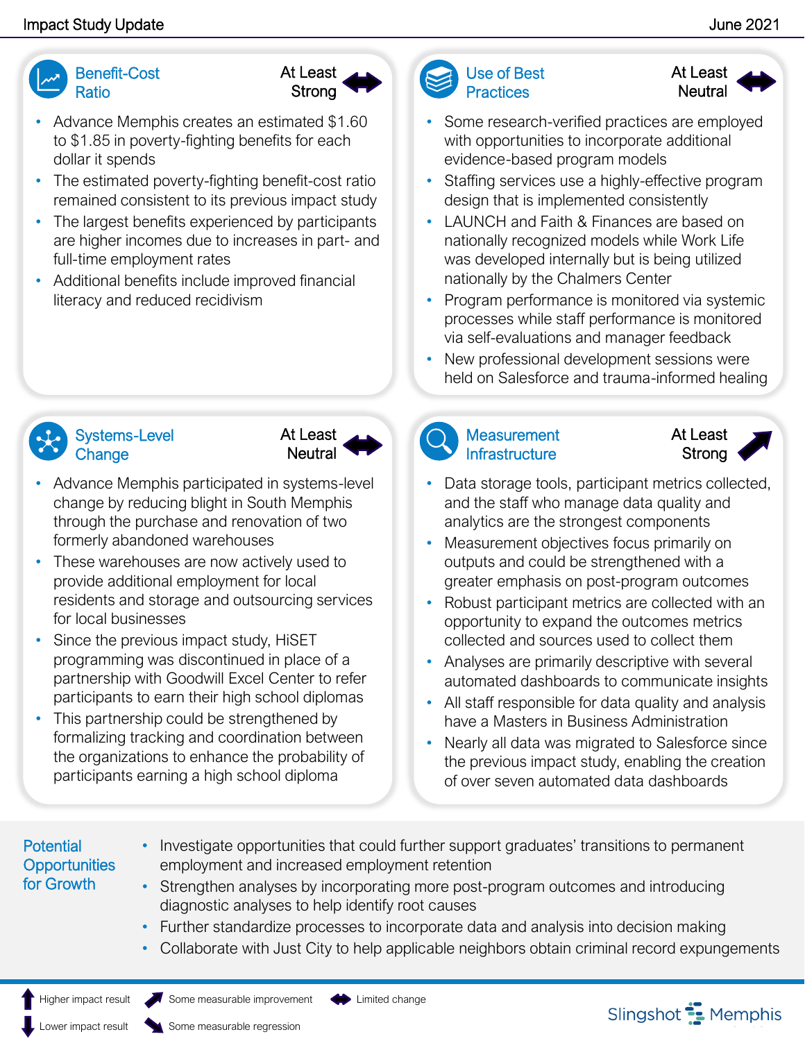# Impact Study Update

June 2021

## Benefit-Cost Ratio

At Least Strong

- Advance Memphis creates an estimated $1.60 to $1.85 in poverty-fighting benefits for each dollar it spends
- The estimated poverty-fighting benefit-cost ratio remained consistent to its previous impact study
- The largest benefits experienced by participants are higher incomes due to increases in part- and full-time employment rates
- Additional benefits include improved financial literacy and reduced recidivism

## Use of Best Practices

At Least Neutral

- Some research-verified practices are employed with opportunities to incorporate additional evidence-based program models
- Staffing services use a highly-effective program design that is implemented consistently
- LAUNCH and Faith & Finances are based on nationally recognized models while Work Life was developed internally but is being utilized nationally by the Chalmers Center
- Program performance is monitored via systemic processes while staff performance is monitored via self-evaluations and manager feedback
- New professional development sessions were held on Salesforce and trauma-informed healing

## Systems-Level Change

At Least Neutral

- Advance Memphis participated in systems-level change by reducing blight in South Memphis through the purchase and renovation of two formerly abandoned warehouses
- These warehouses are now actively used to provide additional employment for local residents and storage and outsourcing services for local businesses
- Since the previous impact study, HiSET programming was discontinued in place of a partnership with Goodwill Excel Center to refer participants to earn their high school diplomas
- This partnership could be strengthened by formalizing tracking and coordination between the organizations to enhance the probability of participants earning a high school diploma

## Measurement Infrastructure

At Least Strong

- Data storage tools, participant metrics collected, and the staff who manage data quality and analytics are the strongest components
- Measurement objectives focus primarily on outputs and could be strengthened with a greater emphasis on post-program outcomes
- Robust participant metrics are collected with an opportunity to expand the outcomes metrics collected and sources used to collect them
- Analyses are primarily descriptive with several automated dashboards to communicate insights
- All staff responsible for data quality and analysis have a Masters in Business Administration
- Nearly all data was migrated to Salesforce since the previous impact study, enabling the creation of over seven automated data dashboards

## Potential Opportunities for Growth

- Investigate opportunities that could further support graduates' transitions to permanent employment and increased employment retention
- Strengthen analyses by incorporating more post-program outcomes and introducing diagnostic analyses to help identify root causes
- Further standardize processes to incorporate data and analysis into decision making
- Collaborate with Just City to help applicable neighbors obtain criminal record expungements

Higher impact result
Lower impact result
Some measurable improvement
Some measurable regression
Limited change

Slingshot Memphis